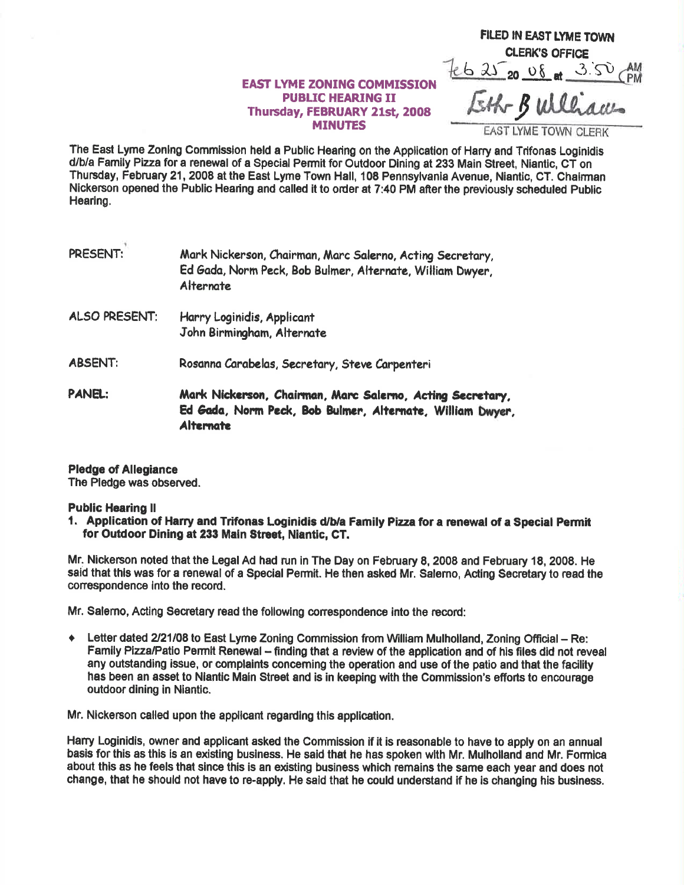FILED IN EAST LYME TOWN CLERK'S OFFICE
Feb 25 20 08 at 3:50 PM
Esther B Williams
EAST LYME TOWN CLERK

# EAST LYME ZONING COMMISSION
## PUBLIC HEARING II
## Thursday, FEBRUARY 21st, 2008
## MINUTES

The East Lyme Zoning Commission held a Public Hearing on the Application of Harry and Trifonas Loginidis d/b/a Family Pizza for a renewal of a Special Permit for Outdoor Dining at 233 Main Street, Niantic, CT on Thursday, February 21, 2008 at the East Lyme Town Hall, 108 Pennsylvania Avenue, Niantic, CT. Chairman Nickerson opened the Public Hearing and called it to order at 7:40 PM after the previously scheduled Public Hearing.

PRESENT: Mark Nickerson, Chairman, Marc Salerno, Acting Secretary, Ed Gada, Norm Peck, Bob Bulmer, Alternate, William Dwyer, Alternate

ALSO PRESENT: Harry Loginidis, Applicant
John Birmingham, Alternate

ABSENT: Rosanna Carabelas, Secretary, Steve Carpenteri

PANEL: **Mark Nickerson, Chairman, Marc Salerno, Acting Secretary, Ed Gada, Norm Peck, Bob Bulmer, Alternate, William Dwyer, Alternate**

**Pledge of Allegiance**
The Pledge was observed.

**Public Hearing II**

1. **Application of Harry and Trifonas Loginidis d/b/a Family Pizza for a renewal of a Special Permit for Outdoor Dining at 233 Main Street, Niantic, CT.**

Mr. Nickerson noted that the Legal Ad had run in The Day on February 8, 2008 and February 18, 2008. He said that this was for a renewal of a Special Permit. He then asked Mr. Salerno, Acting Secretary to read the correspondence into the record.

Mr. Salerno, Acting Secretary read the following correspondence into the record:

- Letter dated 2/21/08 to East Lyme Zoning Commission from William Mulholland, Zoning Official – Re: Family Pizza/Patio Permit Renewal – finding that a review of the application and of his files did not reveal any outstanding issue, or complaints concerning the operation and use of the patio and that the facility has been an asset to Niantic Main Street and is in keeping with the Commission's efforts to encourage outdoor dining in Niantic.

Mr. Nickerson called upon the applicant regarding this application.

Harry Loginidis, owner and applicant asked the Commission if it is reasonable to have to apply on an annual basis for this as this is an existing business. He said that he has spoken with Mr. Mulholland and Mr. Formica about this as he feels that since this is an existing business which remains the same each year and does not change, that he should not have to re-apply. He said that he could understand if he is changing his business.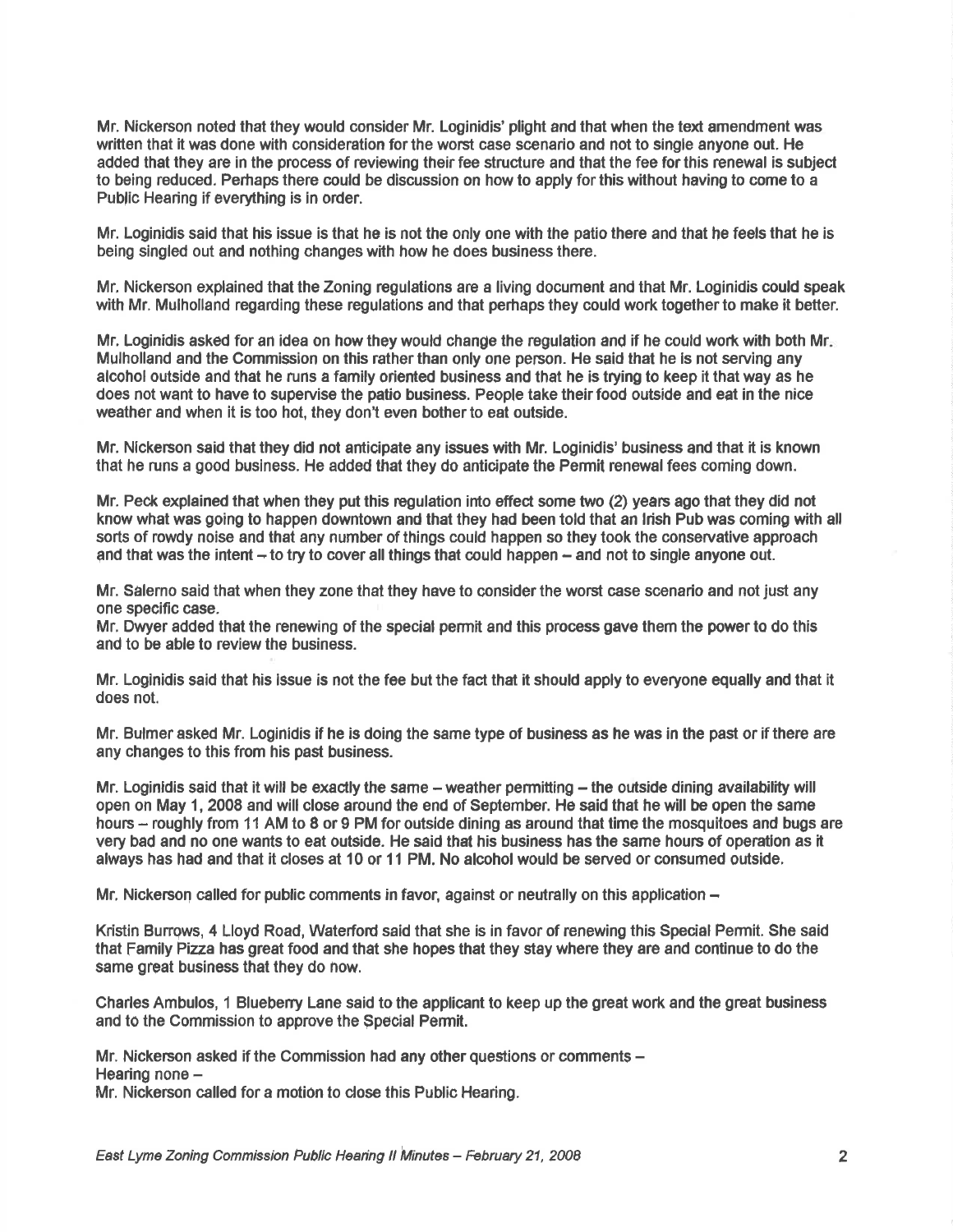Mr. Nickerson noted that they would consider Mr. Loginidis' plight and that when the text amendment was written that it was done with consideration for the worst case scenario and not to single anyone out. He added that they are in the process of reviewing their fee structure and that the fee for this renewal is subject to being reduced. Perhaps there could be discussion on how to apply for this without having to come to a Public Hearing if everything is in order.

Mr. Loginidis said that his issue is that he is not the only one with the patio there and that he feels that he is being singled out and nothing changes with how he does business there.

Mr. Nickerson explained that the Zoning regulations are a living document and that Mr. Loginidis could speak with Mr. Mulholland regarding these regulations and that perhaps they could work together to make it better.

Mr. Loginidis asked for an idea on how they would change the regulation and if he could work with both Mr. Mulholland and the Commission on this rather than only one person. He said that he is not serving any alcohol outside and that he runs a family oriented business and that he is trying to keep it that way as he does not want to have to supervise the patio business. People take their food outside and eat in the nice weather and when it is too hot, they don't even bother to eat outside.

Mr. Nickerson said that they did not anticipate any issues with Mr. Loginidis' business and that it is known that he runs a good business. He added that they do anticipate the Permit renewal fees coming down.

Mr. Peck explained that when they put this regulation into effect some two (2) years ago that they did not know what was going to happen downtown and that they had been told that an Irish Pub was coming with all sorts of rowdy noise and that any number of things could happen so they took the conservative approach and that was the intent – to try to cover all things that could happen – and not to single anyone out.

Mr. Salerno said that when they zone that they have to consider the worst case scenario and not just any one specific case.
Mr. Dwyer added that the renewing of the special permit and this process gave them the power to do this and to be able to review the business.

Mr. Loginidis said that his issue is not the fee but the fact that it should apply to everyone equally and that it does not.

Mr. Bulmer asked Mr. Loginidis if he is doing the same type of business as he was in the past or if there are any changes to this from his past business.

Mr. Loginidis said that it will be exactly the same – weather permitting – the outside dining availability will open on May 1, 2008 and will close around the end of September. He said that he will be open the same hours – roughly from 11 AM to 8 or 9 PM for outside dining as around that time the mosquitoes and bugs are very bad and no one wants to eat outside. He said that his business has the same hours of operation as it always has had and that it closes at 10 or 11 PM. No alcohol would be served or consumed outside.

Mr. Nickerson called for public comments in favor, against or neutrally on this application –

Kristin Burrows, 4 Lloyd Road, Waterford said that she is in favor of renewing this Special Permit. She said that Family Pizza has great food and that she hopes that they stay where they are and continue to do the same great business that they do now.

Charles Ambulos, 1 Blueberry Lane said to the applicant to keep up the great work and the great business and to the Commission to approve the Special Permit.

Mr. Nickerson asked if the Commission had any other questions or comments –
Hearing none –
Mr. Nickerson called for a motion to close this Public Hearing.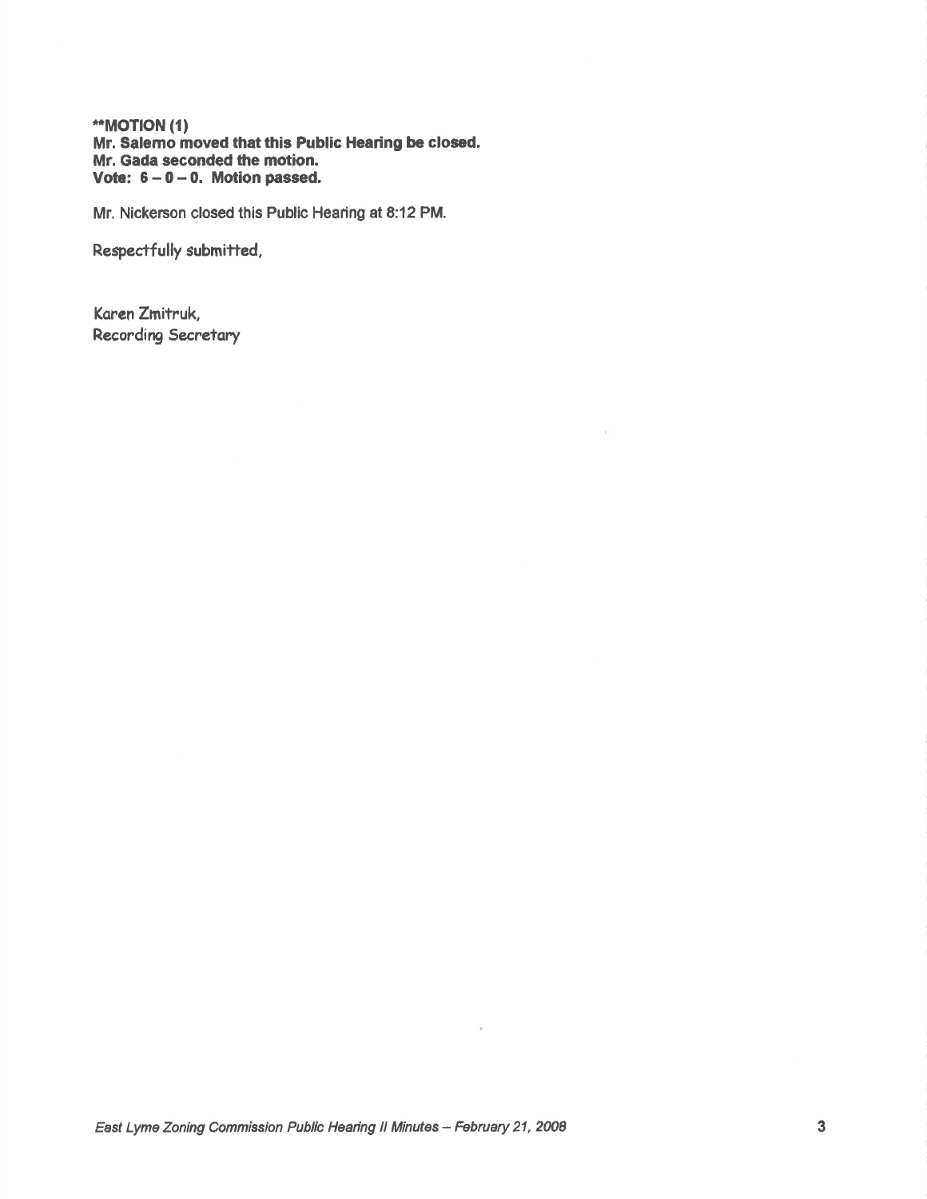**MOTION (1)
Mr. Salerno moved that this Public Hearing be closed.
Mr. Gada seconded the motion.
Vote: 6 – 0 – 0. Motion passed.**

Mr. Nickerson closed this Public Hearing at 8:12 PM.

Respectfully submitted,

Karen Zmitruk,
Recording Secretary